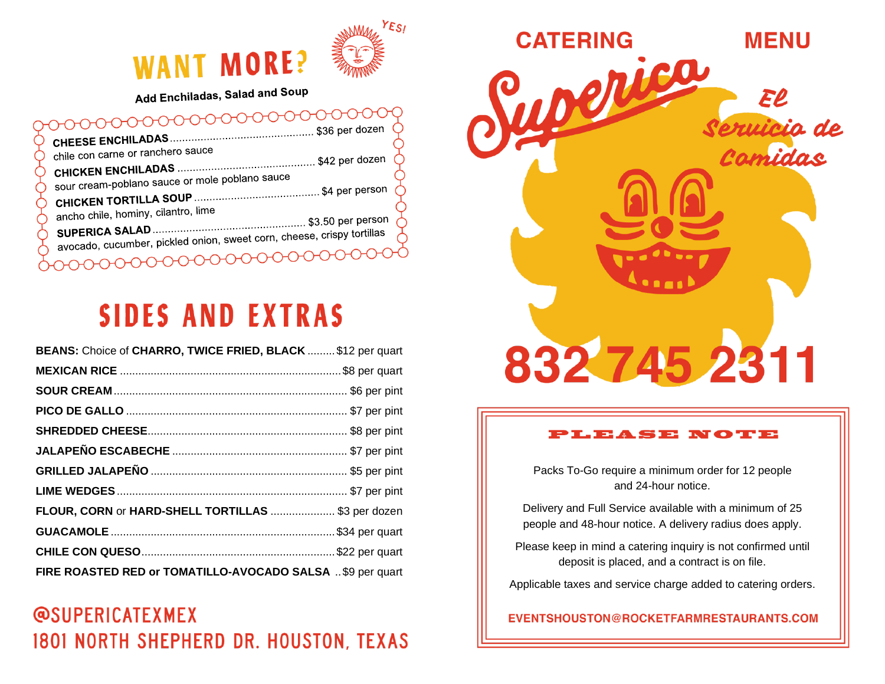# WANT MORE?

YES!

**Add Enchiladas, Salad and Soup**

**CHEESE ENCHILADAS** ............ $36 per dozen
chile con carne or ranchero sauce

**CHICKEN ENCHILADAS** ............ $42 per dozen
sour cream-poblano sauce or mole poblano sauce

**CHICKEN TORTILLA SOUP** ............ $4 per person
ancho chile, hominy, cilantro, lime

**SUPERICA SALAD** ............ $3.50 per person
avocado, cucumber, pickled onion, sweet corn, cheese, crispy tortillas

# SIDES AND EXTRAS

**BEANS:** Choice of **CHARRO, TWICE FRIED, BLACK** ......... $12 per quart

**MEXICAN RICE** ............ $8 per quart

**SOUR CREAM** ............ $6 per pint

**PICO DE GALLO** ............ $7 per pint

**SHREDDED CHEESE** ............ $8 per pint

**JALAPEÑO ESCABECHE** ............ $7 per pint

**GRILLED JALAPEÑO** ............ $5 per pint

**LIME WEDGES** ............ $7 per pint

**FLOUR, CORN** or **HARD-SHELL TORTILLAS** ............ $3 per dozen

**GUACAMOLE** ............ $34 per quart

**CHILE CON QUESO** ............ $22 per quart

**FIRE ROASTED RED or TOMATILLO-AVOCADO SALSA** .. $9 per quart

@SUPERICATEXMEX
1801 NORTH SHEPHERD DR. HOUSTON, TEXAS

# CATERING MENU

## Superica

El Servicio de Comidas

# 832 745 2311

## PLEASE NOTE

Packs To-Go require a minimum order for 12 people and 24-hour notice.

Delivery and Full Service available with a minimum of 25 people and 48-hour notice. A delivery radius does apply.

Please keep in mind a catering inquiry is not confirmed until deposit is placed, and a contract is on file.

Applicable taxes and service charge added to catering orders.

EVENTSHOUSTON@ROCKETFARMRESTAURANTS.COM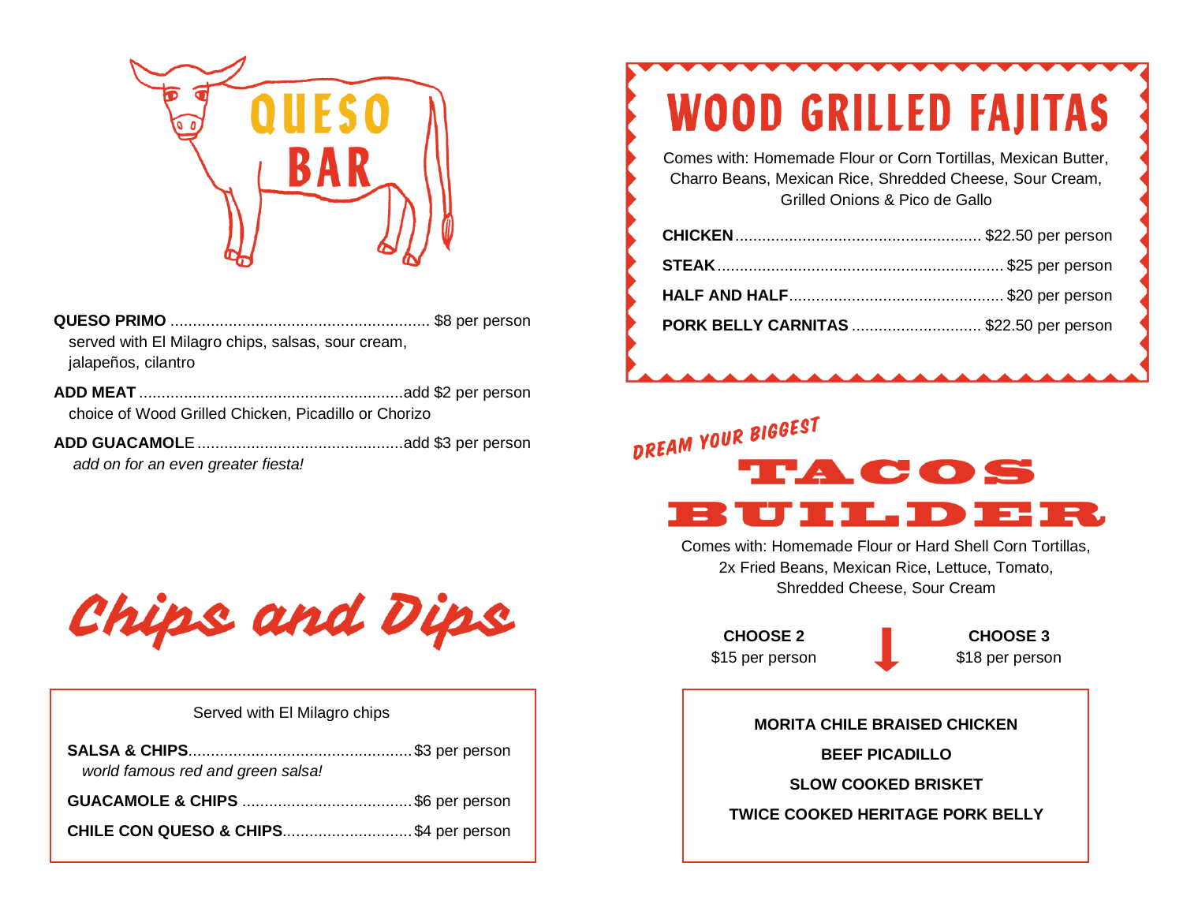# QUESO BAR

**QUESO PRIMO** .......................................................... $8 per person
served with El Milagro chips, salsas, sour cream, jalapeños, cilantro

**ADD MEAT** ...........................................................add $2 per person
choice of Wood Grilled Chicken, Picadillo or Chorizo

**ADD GUACAMOLE** ..............................................add $3 per person
*add on for an even greater fiesta!*

# Chips and Dips

Served with El Milagro chips

**SALSA & CHIPS**.................................................$3 per person
*world famous red and green salsa!*

**GUACAMOLE & CHIPS** .....................................$6 per person

**CHILE CON QUESO & CHIPS**.............................$4 per person

# WOOD GRILLED FAJITAS

Comes with: Homemade Flour or Corn Tortillas, Mexican Butter, Charro Beans, Mexican Rice, Shredded Cheese, Sour Cream, Grilled Onions & Pico de Gallo

**CHICKEN**...................................................... $22.50 per person

**STEAK**................................................................$25 per person

**HALF AND HALF**................................................$20 per person

**PORK BELLY CARNITAS** ............................ $22.50 per person

# DREAM YOUR BIGGEST TACOS BUILDER

Comes with: Homemade Flour or Hard Shell Corn Tortillas, 2x Fried Beans, Mexican Rice, Lettuce, Tomato, Shredded Cheese, Sour Cream

**CHOOSE 2**
$15 per person

**CHOOSE 3**
$18 per person

**MORITA CHILE BRAISED CHICKEN**

**BEEF PICADILLO**

**SLOW COOKED BRISKET**

**TWICE COOKED HERITAGE PORK BELLY**